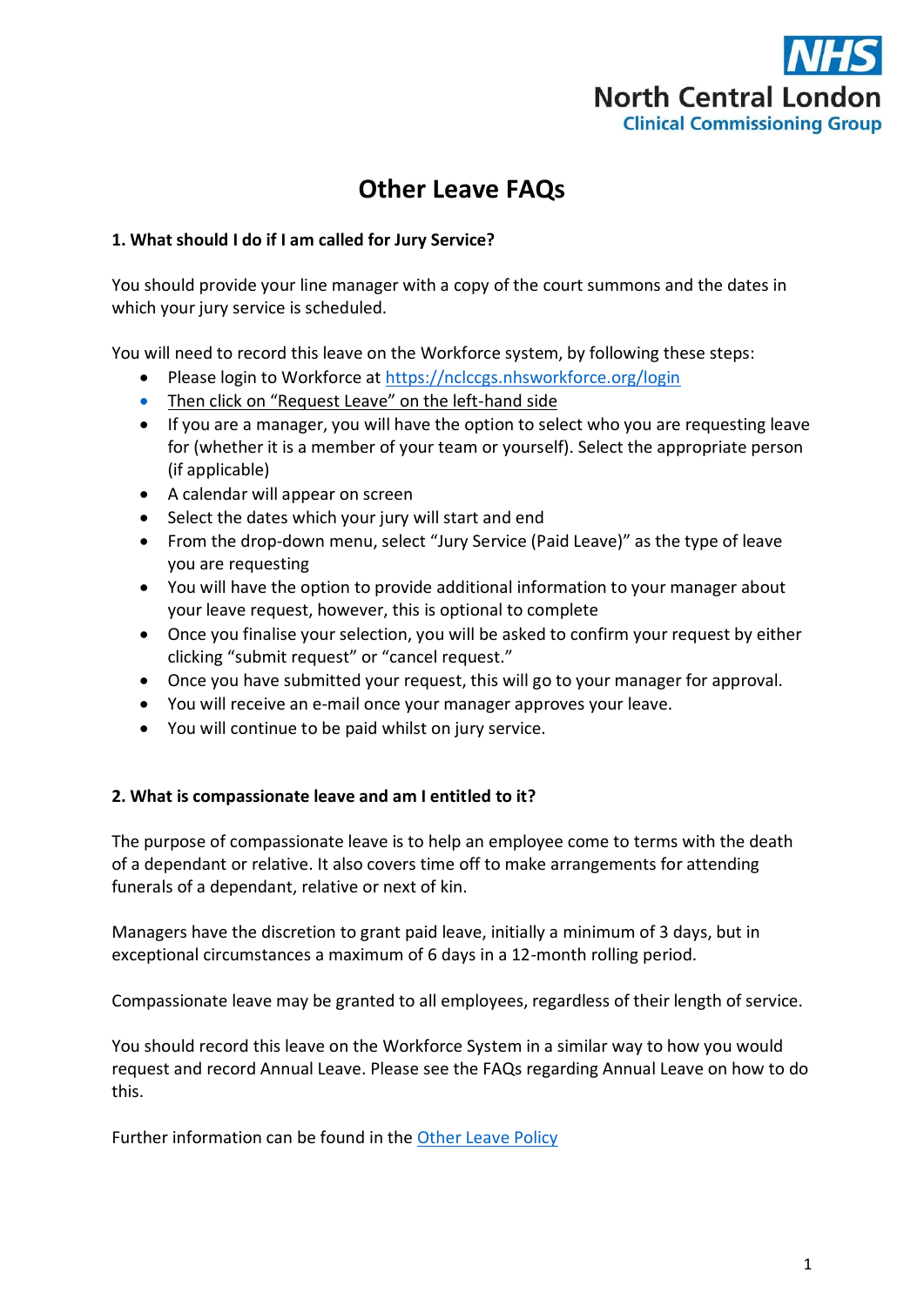NHS
North Central London
Clinical Commissioning Group

# Other Leave FAQs

**1. What should I do if I am called for Jury Service?**

You should provide your line manager with a copy of the court summons and the dates in which your jury service is scheduled.

You will need to record this leave on the Workforce system, by following these steps:

- Please login to Workforce at [https://nclccgs.nhsworkforce.org/login](https://nclccgs.nhsworkforce.org/login)
- Then click on "Request Leave" on the left-hand side
- If you are a manager, you will have the option to select who you are requesting leave for (whether it is a member of your team or yourself). Select the appropriate person (if applicable)
- A calendar will appear on screen
- Select the dates which your jury will start and end
- From the drop-down menu, select "Jury Service (Paid Leave)" as the type of leave you are requesting
- You will have the option to provide additional information to your manager about your leave request, however, this is optional to complete
- Once you finalise your selection, you will be asked to confirm your request by either clicking "submit request" or "cancel request."
- Once you have submitted your request, this will go to your manager for approval.
- You will receive an e-mail once your manager approves your leave.
- You will continue to be paid whilst on jury service.

**2. What is compassionate leave and am I entitled to it?**

The purpose of compassionate leave is to help an employee come to terms with the death of a dependant or relative. It also covers time off to make arrangements for attending funerals of a dependant, relative or next of kin.

Managers have the discretion to grant paid leave, initially a minimum of 3 days, but in exceptional circumstances a maximum of 6 days in a 12-month rolling period.

Compassionate leave may be granted to all employees, regardless of their length of service.

You should record this leave on the Workforce System in a similar way to how you would request and record Annual Leave. Please see the FAQs regarding Annual Leave on how to do this.

Further information can be found in the Other Leave Policy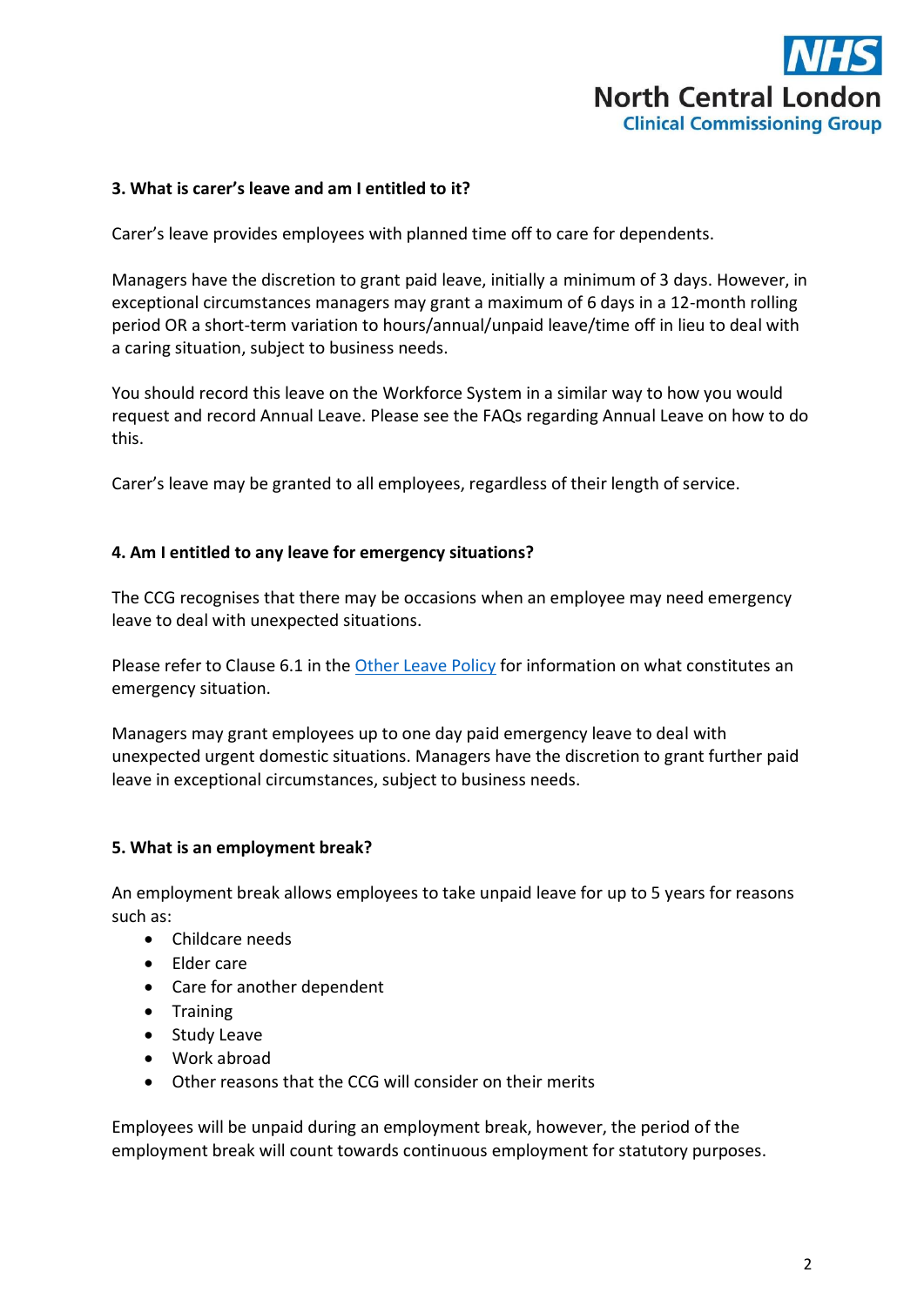### 3. What is carer's leave and am I entitled to it?

Carer's leave provides employees with planned time off to care for dependents.

Managers have the discretion to grant paid leave, initially a minimum of 3 days. However, in exceptional circumstances managers may grant a maximum of 6 days in a 12-month rolling period OR a short-term variation to hours/annual/unpaid leave/time off in lieu to deal with a caring situation, subject to business needs.

You should record this leave on the Workforce System in a similar way to how you would request and record Annual Leave. Please see the FAQs regarding Annual Leave on how to do this.

Carer's leave may be granted to all employees, regardless of their length of service.

### 4. Am I entitled to any leave for emergency situations?

The CCG recognises that there may be occasions when an employee may need emergency leave to deal with unexpected situations.

Please refer to Clause 6.1 in the Other Leave Policy for information on what constitutes an emergency situation.

Managers may grant employees up to one day paid emergency leave to deal with unexpected urgent domestic situations. Managers have the discretion to grant further paid leave in exceptional circumstances, subject to business needs.

### 5. What is an employment break?

An employment break allows employees to take unpaid leave for up to 5 years for reasons such as:

- Childcare needs
- Elder care
- Care for another dependent
- Training
- Study Leave
- Work abroad
- Other reasons that the CCG will consider on their merits

Employees will be unpaid during an employment break, however, the period of the employment break will count towards continuous employment for statutory purposes.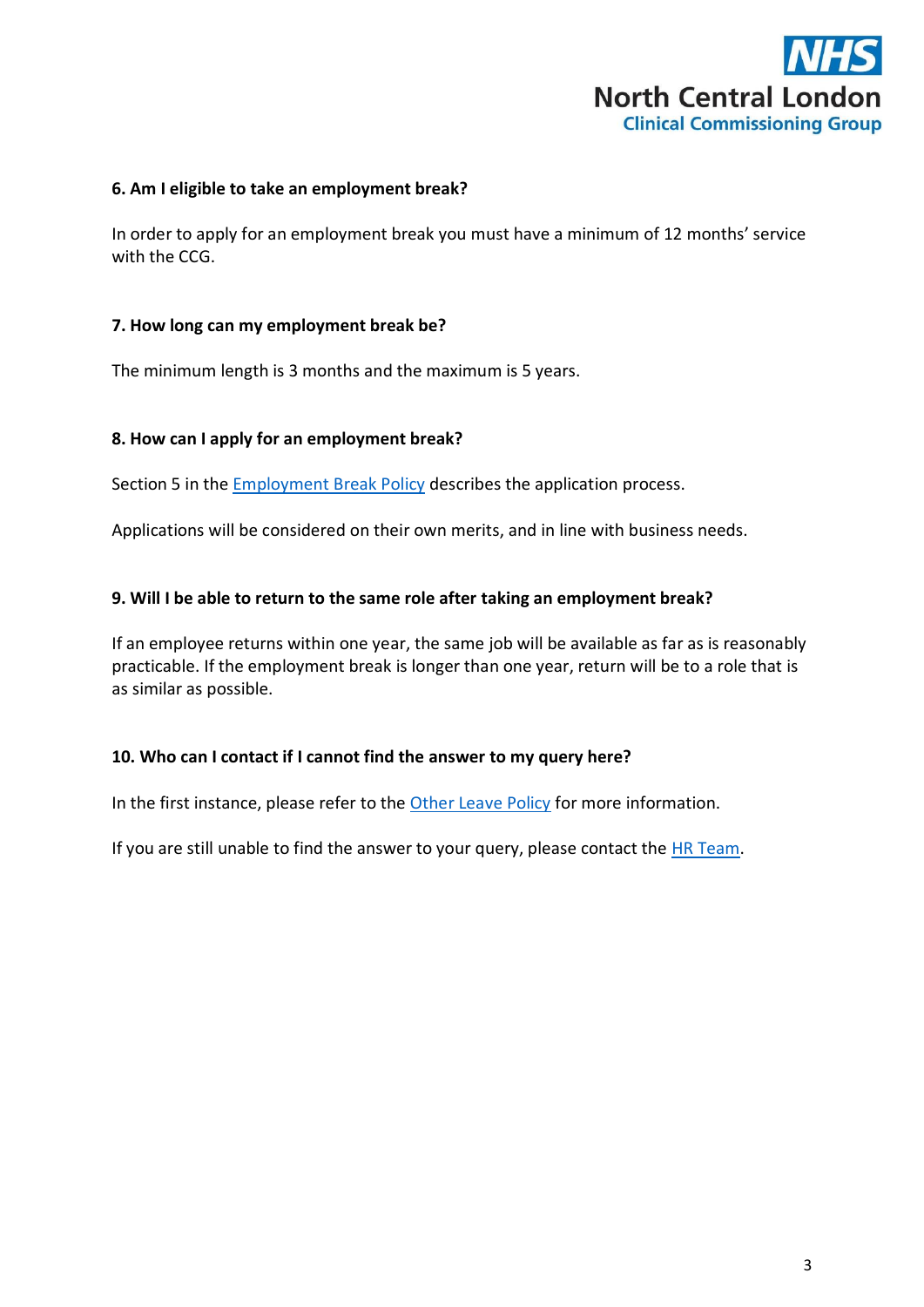### 6. Am I eligible to take an employment break?

In order to apply for an employment break you must have a minimum of 12 months' service with the CCG.

### 7. How long can my employment break be?

The minimum length is 3 months and the maximum is 5 years.

### 8. How can I apply for an employment break?

Section 5 in the Employment Break Policy describes the application process.

Applications will be considered on their own merits, and in line with business needs.

### 9. Will I be able to return to the same role after taking an employment break?

If an employee returns within one year, the same job will be available as far as is reasonably practicable. If the employment break is longer than one year, return will be to a role that is as similar as possible.

### 10. Who can I contact if I cannot find the answer to my query here?

In the first instance, please refer to the Other Leave Policy for more information.

If you are still unable to find the answer to your query, please contact the HR Team.